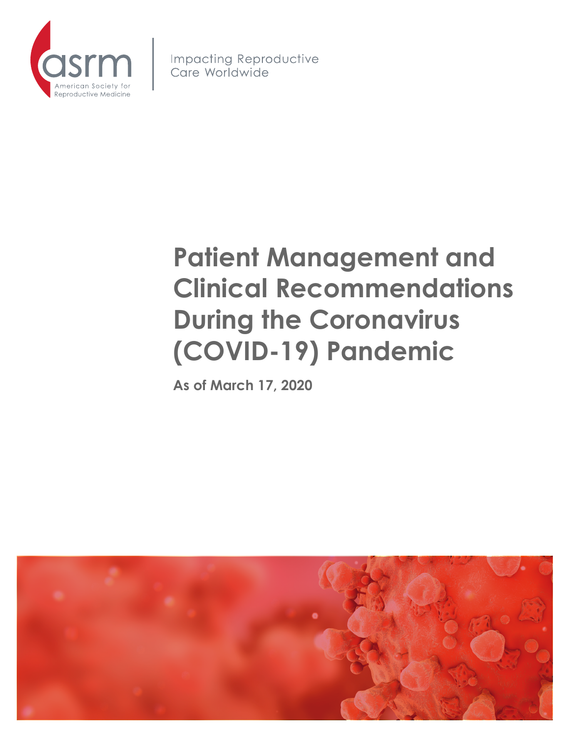asrm

American Society for Reproductive Medicine

Impacting Reproductive Care Worldwide

# Patient Management and Clinical Recommendations During the Coronavirus (COVID-19) Pandemic

**As of March 17, 2020**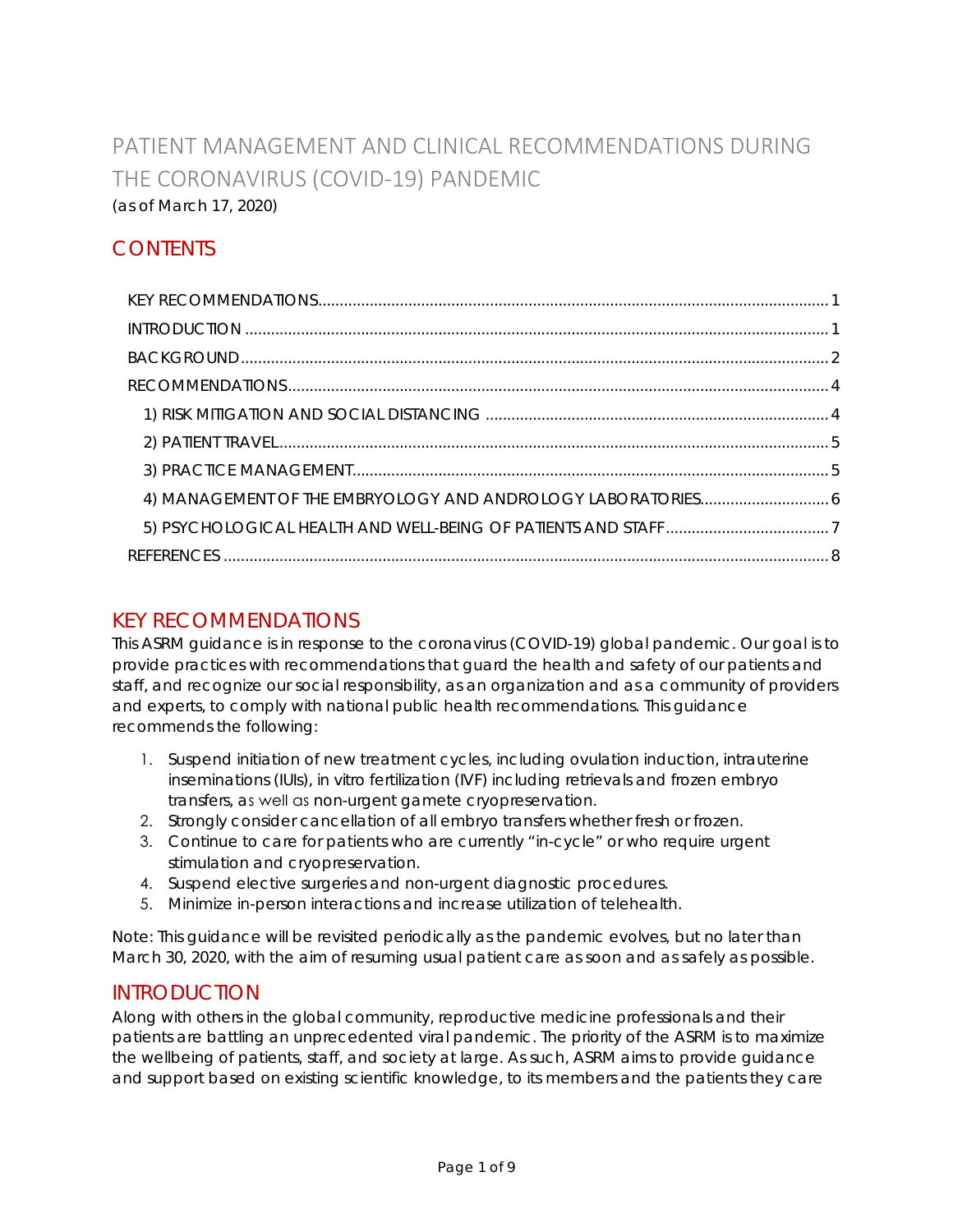# PATIENT MANAGEMENT AND CLINICAL RECOMMENDATIONS DURING THE CORONAVIRUS (COVID-19) PANDEMIC

(as of March 17, 2020)

## CONTENTS

- KEY RECOMMENDATIONS ........ 1
- INTRODUCTION ........ 1
- BACKGROUND ........ 2
- RECOMMENDATIONS ........ 4
  - 1) RISK MITIGATION AND SOCIAL DISTANCING ........ 4
  - 2) PATIENT TRAVEL ........ 5
  - 3) PRACTICE MANAGEMENT ........ 5
  - 4) MANAGEMENT OF THE EMBRYOLOGY AND ANDROLOGY LABORATORIES ........ 6
  - 5) PSYCHOLOGICAL HEALTH AND WELL-BEING OF PATIENTS AND STAFF ........ 7
- REFERENCES ........ 8

## KEY RECOMMENDATIONS

This ASRM guidance is in response to the coronavirus (COVID-19) global pandemic. Our goal is to provide practices with recommendations that guard the health and safety of our patients and staff, and recognize our social responsibility, as an organization and as a community of providers and experts, to comply with national public health recommendations. This guidance recommends the following:

1. Suspend initiation of new treatment cycles, including ovulation induction, intrauterine inseminations (IUIs), in vitro fertilization (IVF) including retrievals and frozen embryo transfers, as well as non-urgent gamete cryopreservation.
2. Strongly consider cancellation of all embryo transfers whether fresh or frozen.
3. Continue to care for patients who are currently "in-cycle" or who require urgent stimulation and cryopreservation.
4. Suspend elective surgeries and non-urgent diagnostic procedures.
5. Minimize in-person interactions and increase utilization of telehealth.

Note: This guidance will be revisited periodically as the pandemic evolves, but no later than March 30, 2020, with the aim of resuming usual patient care as soon and as safely as possible.

## INTRODUCTION

Along with others in the global community, reproductive medicine professionals and their patients are battling an unprecedented viral pandemic. The priority of the ASRM is to maximize the wellbeing of patients, staff, and society at large. As such, ASRM aims to provide guidance and support based on existing scientific knowledge, to its members and the patients they care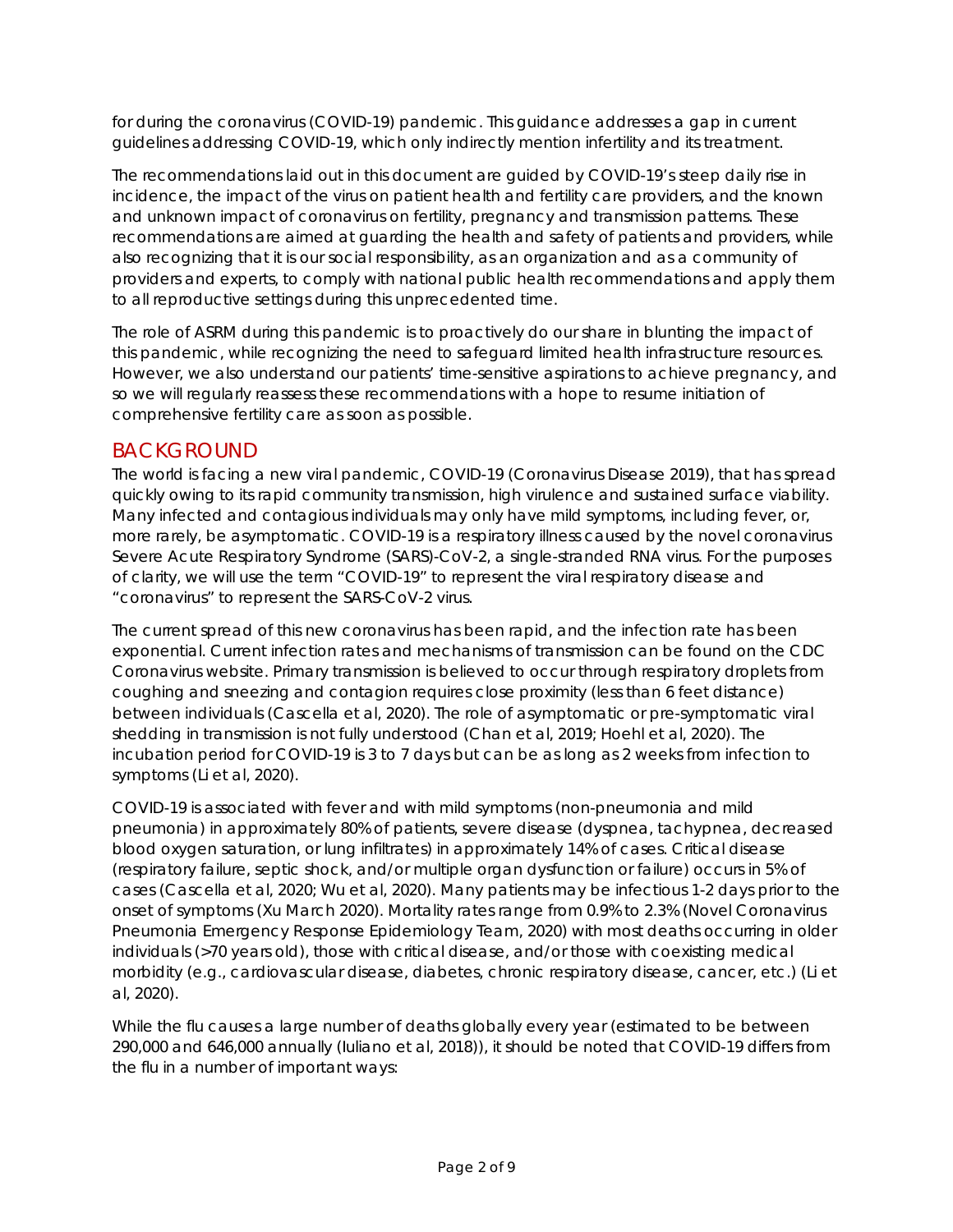for during the coronavirus (COVID-19) pandemic. This guidance addresses a gap in current guidelines addressing COVID-19, which only indirectly mention infertility and its treatment.

The recommendations laid out in this document are guided by COVID-19's steep daily rise in incidence, the impact of the virus on patient health and fertility care providers, and the known and unknown impact of coronavirus on fertility, pregnancy and transmission patterns. These recommendations are aimed at guarding the health and safety of patients and providers, while also recognizing that it is our social responsibility, as an organization and as a community of providers and experts, to comply with national public health recommendations and apply them to all reproductive settings during this unprecedented time.

The role of ASRM during this pandemic is to proactively do our share in blunting the impact of this pandemic, while recognizing the need to safeguard limited health infrastructure resources. However, we also understand our patients' time-sensitive aspirations to achieve pregnancy, and so we will regularly reassess these recommendations with a hope to resume initiation of comprehensive fertility care as soon as possible.

## BACKGROUND

The world is facing a new viral pandemic, COVID-19 (Coronavirus Disease 2019), that has spread quickly owing to its rapid community transmission, high virulence and sustained surface viability. Many infected and contagious individuals may only have mild symptoms, including fever, or, more rarely, be asymptomatic. COVID-19 is a respiratory illness caused by the novel coronavirus Severe Acute Respiratory Syndrome (SARS)-CoV-2, a single-stranded RNA virus. For the purposes of clarity, we will use the term "COVID-19" to represent the viral respiratory disease and "coronavirus" to represent the SARS-CoV-2 virus.

The current spread of this new coronavirus has been rapid, and the infection rate has been exponential. Current infection rates and mechanisms of transmission can be found on the CDC Coronavirus website. Primary transmission is believed to occur through respiratory droplets from coughing and sneezing and contagion requires close proximity (less than 6 feet distance) between individuals (Cascella et al, 2020). The role of asymptomatic or pre-symptomatic viral shedding in transmission is not fully understood (Chan et al, 2019; Hoehl et al, 2020). The incubation period for COVID-19 is 3 to 7 days but can be as long as 2 weeks from infection to symptoms (Li et al, 2020).

COVID-19 is associated with fever and with mild symptoms (non-pneumonia and mild pneumonia) in approximately 80% of patients, severe disease (dyspnea, tachypnea, decreased blood oxygen saturation, or lung infiltrates) in approximately 14% of cases. Critical disease (respiratory failure, septic shock, and/or multiple organ dysfunction or failure) occurs in 5% of cases (Cascella et al, 2020; Wu et al, 2020). Many patients may be infectious 1-2 days prior to the onset of symptoms (Xu March 2020). Mortality rates range from 0.9% to 2.3% (Novel Coronavirus Pneumonia Emergency Response Epidemiology Team, 2020) with most deaths occurring in older individuals (>70 years old), those with critical disease, and/or those with coexisting medical morbidity (e.g., cardiovascular disease, diabetes, chronic respiratory disease, cancer, etc.) (Li et al, 2020).

While the flu causes a large number of deaths globally every year (estimated to be between 290,000 and 646,000 annually (Iuliano et al, 2018)), it should be noted that COVID-19 differs from the flu in a number of important ways: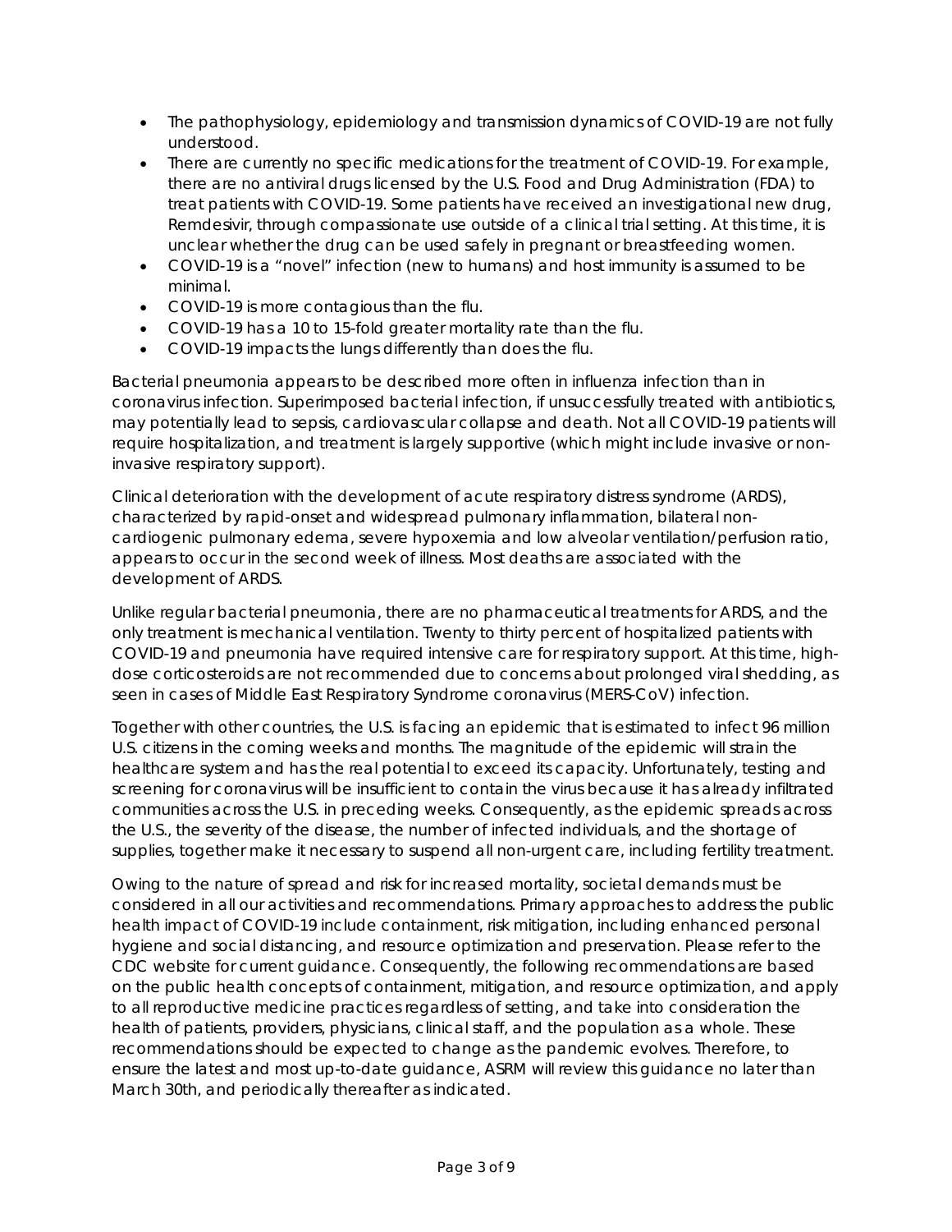- The pathophysiology, epidemiology and transmission dynamics of COVID-19 are not fully understood.
- There are currently no specific medications for the treatment of COVID-19. For example, there are no antiviral drugs licensed by the U.S. Food and Drug Administration (FDA) to treat patients with COVID-19. Some patients have received an investigational new drug, Remdesivir, through compassionate use outside of a clinical trial setting. At this time, it is unclear whether the drug can be used safely in pregnant or breastfeeding women.
- COVID-19 is a "novel" infection (new to humans) and host immunity is assumed to be minimal.
- COVID-19 is more contagious than the flu.
- COVID-19 has a 10 to 15-fold greater mortality rate than the flu.
- COVID-19 impacts the lungs differently than does the flu.

Bacterial pneumonia appears to be described more often in influenza infection than in coronavirus infection. Superimposed bacterial infection, if unsuccessfully treated with antibiotics, may potentially lead to sepsis, cardiovascular collapse and death. Not all COVID-19 patients will require hospitalization, and treatment is largely supportive (which might include invasive or non-invasive respiratory support).

Clinical deterioration with the development of acute respiratory distress syndrome (ARDS), characterized by rapid-onset and widespread pulmonary inflammation, bilateral non-cardiogenic pulmonary edema, severe hypoxemia and low alveolar ventilation/perfusion ratio, appears to occur in the second week of illness. Most deaths are associated with the development of ARDS.

Unlike regular bacterial pneumonia, there are no pharmaceutical treatments for ARDS, and the only treatment is mechanical ventilation. Twenty to thirty percent of hospitalized patients with COVID-19 and pneumonia have required intensive care for respiratory support. At this time, high-dose corticosteroids are not recommended due to concerns about prolonged viral shedding, as seen in cases of Middle East Respiratory Syndrome coronavirus (MERS-CoV) infection.

Together with other countries, the U.S. is facing an epidemic that is estimated to infect 96 million U.S. citizens in the coming weeks and months. The magnitude of the epidemic will strain the healthcare system and has the real potential to exceed its capacity. Unfortunately, testing and screening for coronavirus will be insufficient to contain the virus because it has already infiltrated communities across the U.S. in preceding weeks. Consequently, as the epidemic spreads across the U.S., the severity of the disease, the number of infected individuals, and the shortage of supplies, together make it necessary to suspend all non-urgent care, including fertility treatment.

Owing to the nature of spread and risk for increased mortality, societal demands must be considered in all our activities and recommendations. Primary approaches to address the public health impact of COVID-19 include containment, risk mitigation, including enhanced personal hygiene and social distancing, and resource optimization and preservation. Please refer to the CDC website for current guidance. Consequently, the following recommendations are based on the public health concepts of containment, mitigation, and resource optimization, and apply to all reproductive medicine practices regardless of setting, and take into consideration the health of patients, providers, physicians, clinical staff, and the population as a whole. These recommendations should be expected to change as the pandemic evolves. Therefore, to ensure the latest and most up-to-date guidance, ASRM will review this guidance no later than March 30th, and periodically thereafter as indicated.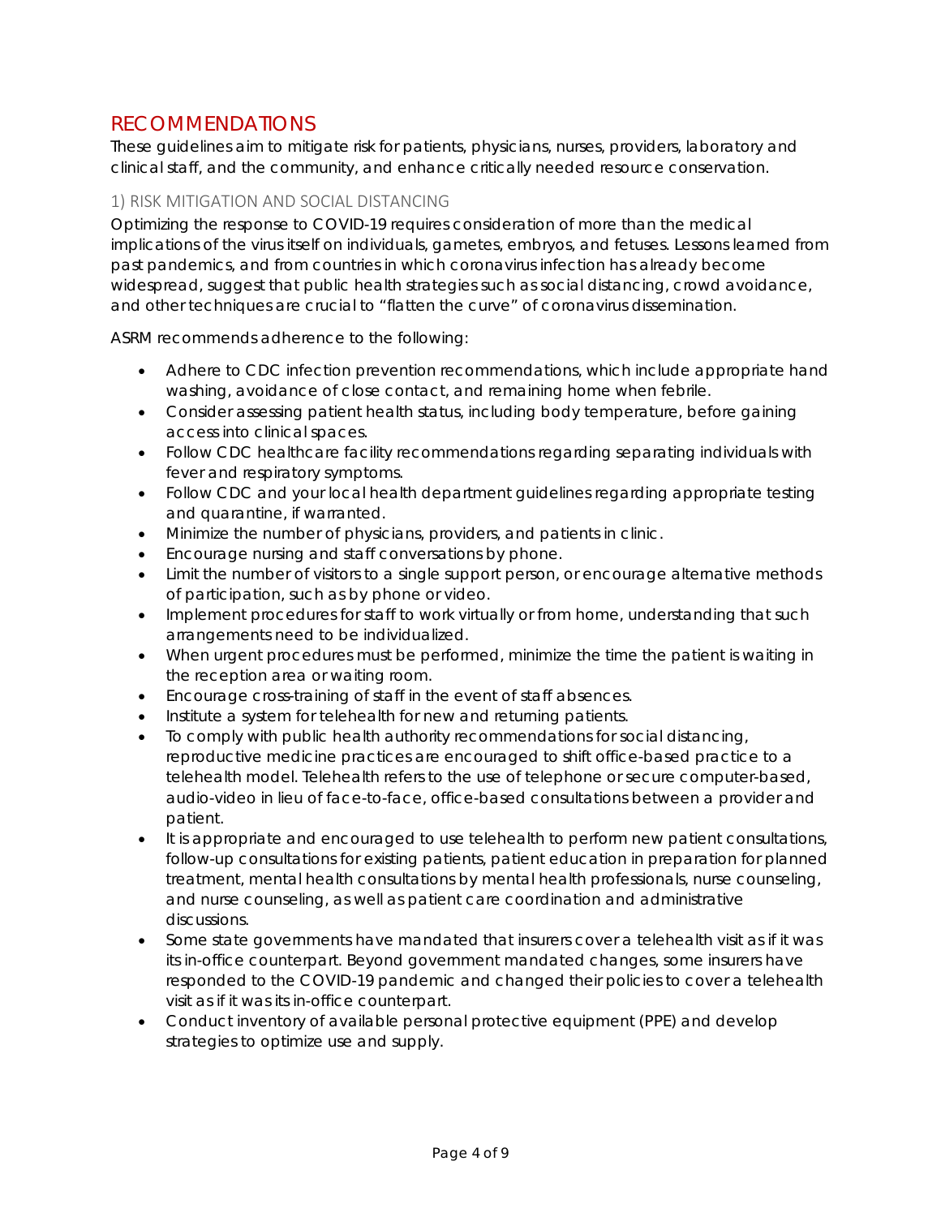## RECOMMENDATIONS

These guidelines aim to mitigate risk for patients, physicians, nurses, providers, laboratory and clinical staff, and the community, and enhance critically needed resource conservation.

### 1) RISK MITIGATION AND SOCIAL DISTANCING

Optimizing the response to COVID-19 requires consideration of more than the medical implications of the virus itself on individuals, gametes, embryos, and fetuses. Lessons learned from past pandemics, and from countries in which coronavirus infection has already become widespread, suggest that public health strategies such as social distancing, crowd avoidance, and other techniques are crucial to "flatten the curve" of coronavirus dissemination.

ASRM recommends adherence to the following:

- Adhere to CDC infection prevention recommendations, which include appropriate hand washing, avoidance of close contact, and remaining home when febrile.
- Consider assessing patient health status, including body temperature, before gaining access into clinical spaces.
- Follow CDC healthcare facility recommendations regarding separating individuals with fever and respiratory symptoms.
- Follow CDC and your local health department guidelines regarding appropriate testing and quarantine, if warranted.
- Minimize the number of physicians, providers, and patients in clinic.
- Encourage nursing and staff conversations by phone.
- Limit the number of visitors to a single support person, or encourage alternative methods of participation, such as by phone or video.
- Implement procedures for staff to work virtually or from home, understanding that such arrangements need to be individualized.
- When urgent procedures must be performed, minimize the time the patient is waiting in the reception area or waiting room.
- Encourage cross-training of staff in the event of staff absences.
- Institute a system for telehealth for new and returning patients.
- To comply with public health authority recommendations for social distancing, reproductive medicine practices are encouraged to shift office-based practice to a telehealth model. Telehealth refers to the use of telephone or secure computer-based, audio-video in lieu of face-to-face, office-based consultations between a provider and patient.
- It is appropriate and encouraged to use telehealth to perform new patient consultations, follow-up consultations for existing patients, patient education in preparation for planned treatment, mental health consultations by mental health professionals, nurse counseling, and nurse counseling, as well as patient care coordination and administrative discussions.
- Some state governments have mandated that insurers cover a telehealth visit as if it was its in-office counterpart. Beyond government mandated changes, some insurers have responded to the COVID-19 pandemic and changed their policies to cover a telehealth visit as if it was its in-office counterpart.
- Conduct inventory of available personal protective equipment (PPE) and develop strategies to optimize use and supply.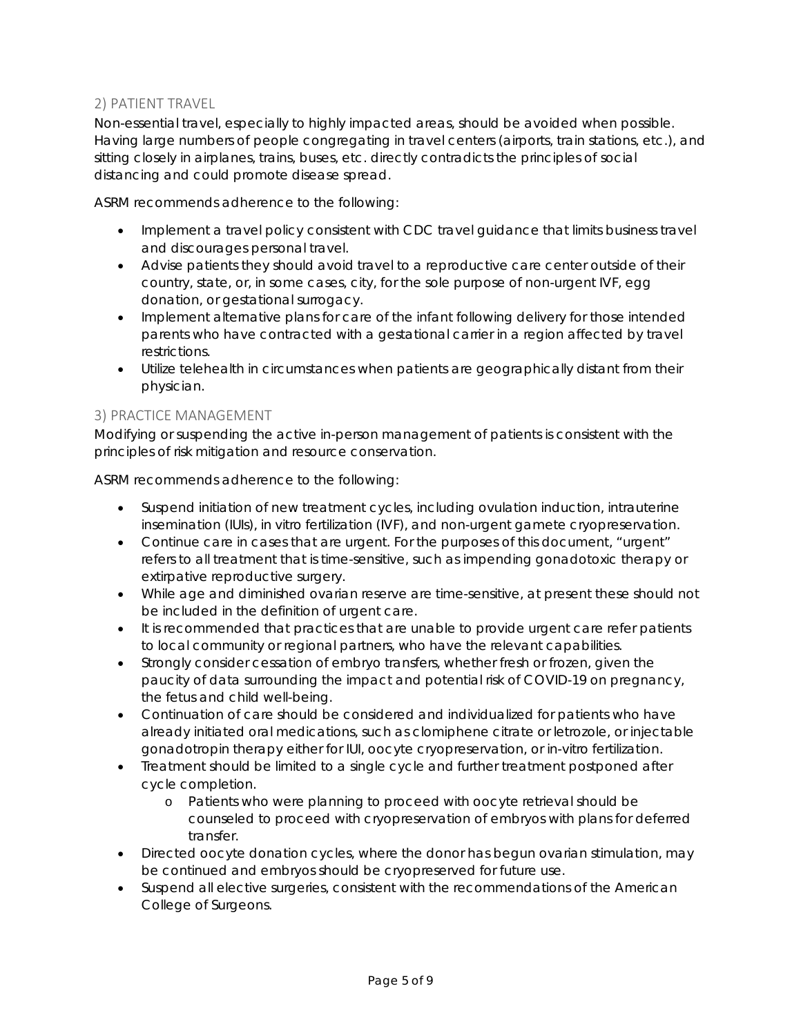## 2) PATIENT TRAVEL

Non-essential travel, especially to highly impacted areas, should be avoided when possible. Having large numbers of people congregating in travel centers (airports, train stations, etc.), and sitting closely in airplanes, trains, buses, etc. directly contradicts the principles of social distancing and could promote disease spread.

ASRM recommends adherence to the following:

- Implement a travel policy consistent with CDC travel guidance that limits business travel and discourages personal travel.
- Advise patients they should avoid travel to a reproductive care center outside of their country, state, or, in some cases, city, for the sole purpose of non-urgent IVF, egg donation, or gestational surrogacy.
- Implement alternative plans for care of the infant following delivery for those intended parents who have contracted with a gestational carrier in a region affected by travel restrictions.
- Utilize telehealth in circumstances when patients are geographically distant from their physician.

## 3) PRACTICE MANAGEMENT

Modifying or suspending the active in-person management of patients is consistent with the principles of risk mitigation and resource conservation.

ASRM recommends adherence to the following:

- Suspend initiation of new treatment cycles, including ovulation induction, intrauterine insemination (IUIs), in vitro fertilization (IVF), and non-urgent gamete cryopreservation.
- Continue care in cases that are urgent. For the purposes of this document, "urgent" refers to all treatment that is time-sensitive, such as impending gonadotoxic therapy or extirpative reproductive surgery.
- While age and diminished ovarian reserve are time-sensitive, at present these should not be included in the definition of urgent care.
- It is recommended that practices that are unable to provide urgent care refer patients to local community or regional partners, who have the relevant capabilities.
- Strongly consider cessation of embryo transfers, whether fresh or frozen, given the paucity of data surrounding the impact and potential risk of COVID-19 on pregnancy, the fetus and child well-being.
- Continuation of care should be considered and individualized for patients who have already initiated oral medications, such as clomiphene citrate or letrozole, or injectable gonadotropin therapy either for IUI, oocyte cryopreservation, or in-vitro fertilization.
- Treatment should be limited to a single cycle and further treatment postponed after cycle completion.
  - Patients who were planning to proceed with oocyte retrieval should be counseled to proceed with cryopreservation of embryos with plans for deferred transfer.
- Directed oocyte donation cycles, where the donor has begun ovarian stimulation, may be continued and embryos should be cryopreserved for future use.
- Suspend all elective surgeries, consistent with the recommendations of the American College of Surgeons.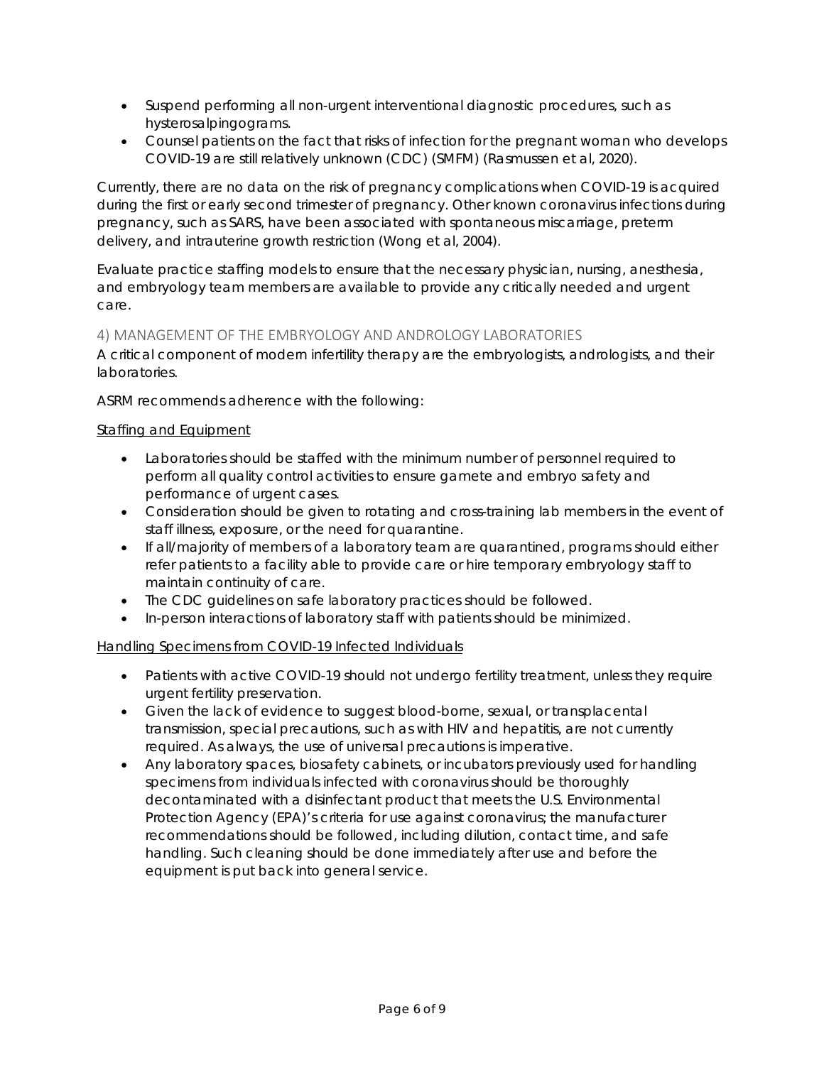- Suspend performing all non-urgent interventional diagnostic procedures, such as hysterosalpingograms.
- Counsel patients on the fact that risks of infection for the pregnant woman who develops COVID-19 are still relatively unknown (CDC) (SMFM) (Rasmussen et al, 2020).

Currently, there are no data on the risk of pregnancy complications when COVID-19 is acquired during the first or early second trimester of pregnancy. Other known coronavirus infections during pregnancy, such as SARS, have been associated with spontaneous miscarriage, preterm delivery, and intrauterine growth restriction (Wong et al, 2004).

Evaluate practice staffing models to ensure that the necessary physician, nursing, anesthesia, and embryology team members are available to provide any critically needed and urgent care.

## 4) MANAGEMENT OF THE EMBRYOLOGY AND ANDROLOGY LABORATORIES

A critical component of modern infertility therapy are the embryologists, andrologists, and their laboratories.

ASRM recommends adherence with the following:

Staffing and Equipment

- Laboratories should be staffed with the minimum number of personnel required to perform all quality control activities to ensure gamete and embryo safety and performance of urgent cases.
- Consideration should be given to rotating and cross-training lab members in the event of staff illness, exposure, or the need for quarantine.
- If all/majority of members of a laboratory team are quarantined, programs should either refer patients to a facility able to provide care or hire temporary embryology staff to maintain continuity of care.
- The CDC guidelines on safe laboratory practices should be followed.
- In-person interactions of laboratory staff with patients should be minimized.

Handling Specimens from COVID-19 Infected Individuals

- Patients with active COVID-19 should not undergo fertility treatment, unless they require urgent fertility preservation.
- Given the lack of evidence to suggest blood-borne, sexual, or transplacental transmission, special precautions, such as with HIV and hepatitis, are not currently required. As always, the use of universal precautions is imperative.
- Any laboratory spaces, biosafety cabinets, or incubators previously used for handling specimens from individuals infected with coronavirus should be thoroughly decontaminated with a disinfectant product that meets the U.S. Environmental Protection Agency (EPA)'s criteria for use against coronavirus; the manufacturer recommendations should be followed, including dilution, contact time, and safe handling. Such cleaning should be done immediately after use and before the equipment is put back into general service.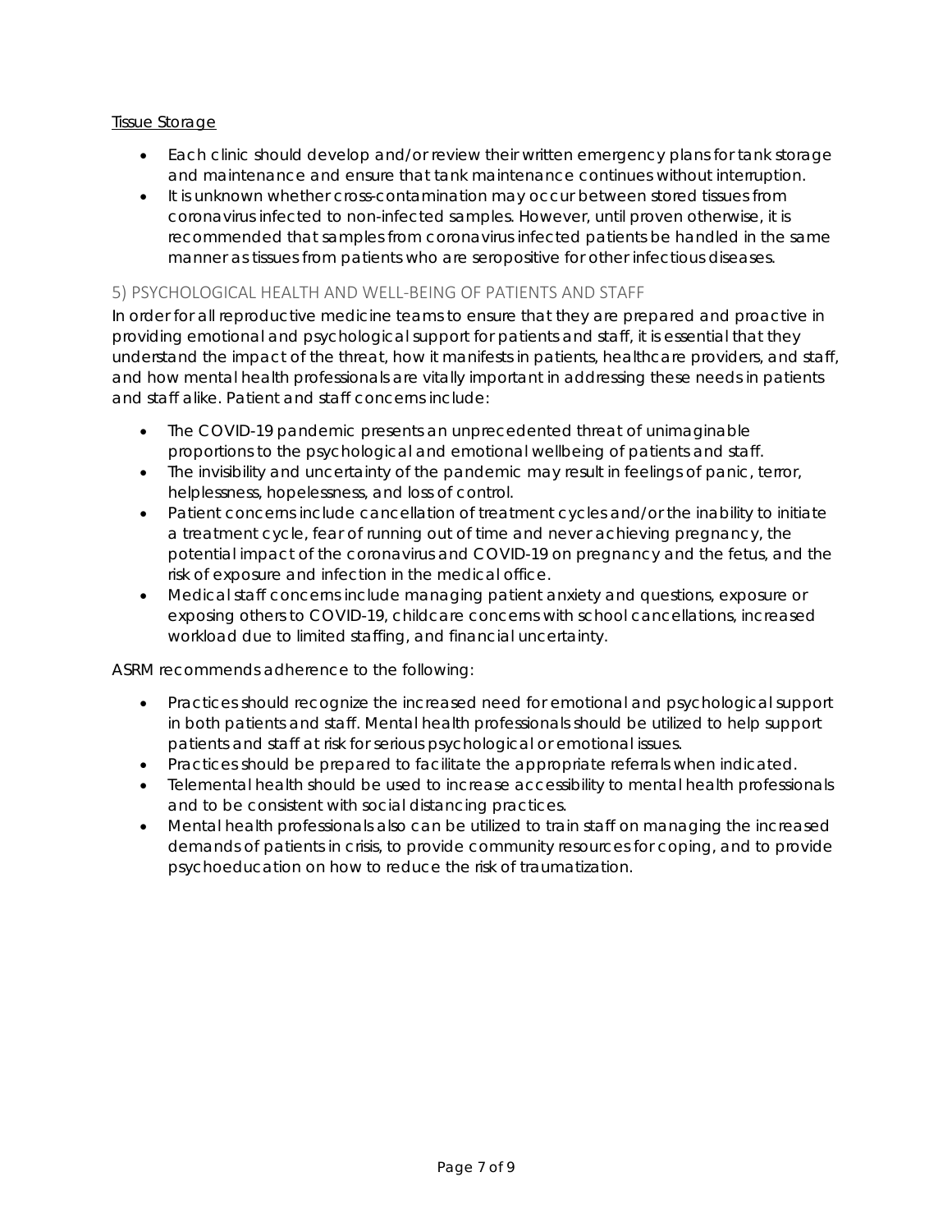<u>Tissue Storage</u>

- Each clinic should develop and/or review their written emergency plans for tank storage and maintenance and ensure that tank maintenance continues without interruption.
- It is unknown whether cross-contamination may occur between stored tissues from coronavirus infected to non-infected samples. However, until proven otherwise, it is recommended that samples from coronavirus infected patients be handled in the same manner as tissues from patients who are seropositive for other infectious diseases.

## 5) PSYCHOLOGICAL HEALTH AND WELL-BEING OF PATIENTS AND STAFF

In order for all reproductive medicine teams to ensure that they are prepared and proactive in providing emotional and psychological support for patients and staff, it is essential that they understand the impact of the threat, how it manifests in patients, healthcare providers, and staff, and how mental health professionals are vitally important in addressing these needs in patients and staff alike. Patient and staff concerns include:

- The COVID-19 pandemic presents an unprecedented threat of unimaginable proportions to the psychological and emotional wellbeing of patients and staff.
- The invisibility and uncertainty of the pandemic may result in feelings of panic, terror, helplessness, hopelessness, and loss of control.
- Patient concerns include cancellation of treatment cycles and/or the inability to initiate a treatment cycle, fear of running out of time and never achieving pregnancy, the potential impact of the coronavirus and COVID-19 on pregnancy and the fetus, and the risk of exposure and infection in the medical office.
- Medical staff concerns include managing patient anxiety and questions, exposure or exposing others to COVID-19, childcare concerns with school cancellations, increased workload due to limited staffing, and financial uncertainty.

ASRM recommends adherence to the following:

- Practices should recognize the increased need for emotional and psychological support in both patients and staff. Mental health professionals should be utilized to help support patients and staff at risk for serious psychological or emotional issues.
- Practices should be prepared to facilitate the appropriate referrals when indicated.
- Telemental health should be used to increase accessibility to mental health professionals and to be consistent with social distancing practices.
- Mental health professionals also can be utilized to train staff on managing the increased demands of patients in crisis, to provide community resources for coping, and to provide psychoeducation on how to reduce the risk of traumatization.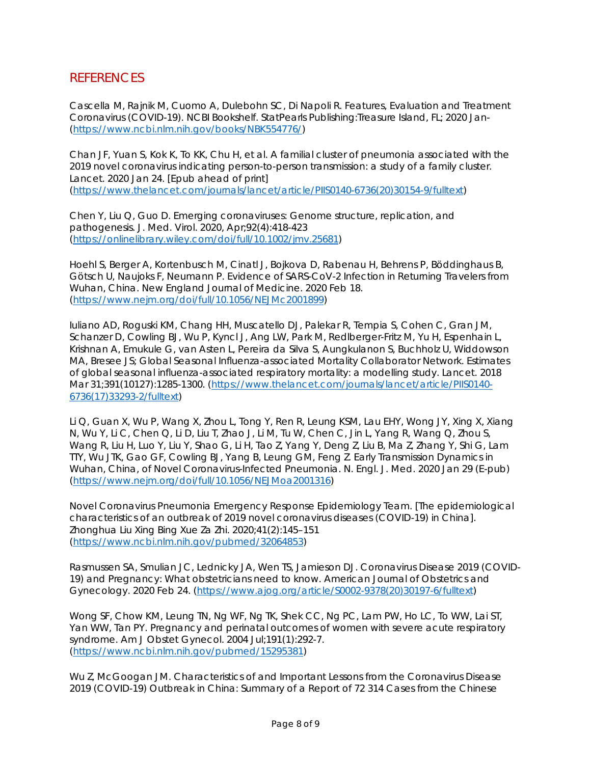## REFERENCES

Cascella M, Rajnik M, Cuomo A, Dulebohn SC, Di Napoli R. Features, Evaluation and Treatment Coronavirus (COVID-19). NCBI Bookshelf. StatPearls Publishing:Treasure Island, FL; 2020 Jan- (https://www.ncbi.nlm.nih.gov/books/NBK554776/)

Chan JF, Yuan S, Kok K, To KK, Chu H, et al. A familial cluster of pneumonia associated with the 2019 novel coronavirus indicating person-to-person transmission: a study of a family cluster. Lancet. 2020 Jan 24. [Epub ahead of print] (https://www.thelancet.com/journals/lancet/article/PIIS0140-6736(20)30154-9/fulltext)

Chen Y, Liu Q, Guo D. Emerging coronaviruses: Genome structure, replication, and pathogenesis. J. Med. Virol. 2020, Apr;92(4):418-423 (https://onlinelibrary.wiley.com/doi/full/10.1002/jmv.25681)

Hoehl S, Berger A, Kortenbusch M, Cinatl J, Bojkova D, Rabenau H, Behrens P, Böddinghaus B, Götsch U, Naujoks F, Neumann P. Evidence of SARS-CoV-2 Infection in Returning Travelers from Wuhan, China. New England Journal of Medicine. 2020 Feb 18. (https://www.nejm.org/doi/full/10.1056/NEJMc2001899)

Iuliano AD, Roguski KM, Chang HH, Muscatello DJ, Palekar R, Tempia S, Cohen C, Gran JM, Schanzer D, Cowling BJ, Wu P, Kyncl J, Ang LW, Park M, Redlberger-Fritz M, Yu H, Espenhain L, Krishnan A, Emukule G, van Asten L, Pereira da Silva S, Aungkulanon S, Buchholz U, Widdowson MA, Bresee JS; Global Seasonal Influenza-associated Mortality Collaborator Network. Estimates of global seasonal influenza-associated respiratory mortality: a modelling study. Lancet. 2018 Mar 31;391(10127):1285-1300. (https://www.thelancet.com/journals/lancet/article/PIIS0140-6736(17)33293-2/fulltext)

Li Q, Guan X, Wu P, Wang X, Zhou L, Tong Y, Ren R, Leung KSM, Lau EHY, Wong JY, Xing X, Xiang N, Wu Y, Li C, Chen Q, Li D, Liu T, Zhao J, Li M, Tu W, Chen C, Jin L, Yang R, Wang Q, Zhou S, Wang R, Liu H, Luo Y, Liu Y, Shao G, Li H, Tao Z, Yang Y, Deng Z, Liu B, Ma Z, Zhang Y, Shi G, Lam TTY, Wu JTK, Gao GF, Cowling BJ, Yang B, Leung GM, Feng Z. Early Transmission Dynamics in Wuhan, China, of Novel Coronavirus-Infected Pneumonia. N. Engl. J. Med. 2020 Jan 29 (E-pub) (https://www.nejm.org/doi/full/10.1056/NEJMoa2001316)

Novel Coronavirus Pneumonia Emergency Response Epidemiology Team. [The epidemiological characteristics of an outbreak of 2019 novel coronavirus diseases (COVID-19) in China]. Zhonghua Liu Xing Bing Xue Za Zhi. 2020;41(2):145–151 (https://www.ncbi.nlm.nih.gov/pubmed/32064853)

Rasmussen SA, Smulian JC, Lednicky JA, Wen TS, Jamieson DJ. Coronavirus Disease 2019 (COVID-19) and Pregnancy: What obstetricians need to know. American Journal of Obstetrics and Gynecology. 2020 Feb 24. (https://www.ajog.org/article/S0002-9378(20)30197-6/fulltext)

Wong SF, Chow KM, Leung TN, Ng WF, Ng TK, Shek CC, Ng PC, Lam PW, Ho LC, To WW, Lai ST, Yan WW, Tan PY. Pregnancy and perinatal outcomes of women with severe acute respiratory syndrome. Am J Obstet Gynecol. 2004 Jul;191(1):292-7. (https://www.ncbi.nlm.nih.gov/pubmed/15295381)

Wu Z, McGoogan JM. Characteristics of and Important Lessons from the Coronavirus Disease 2019 (COVID-19) Outbreak in China: Summary of a Report of 72 314 Cases from the Chinese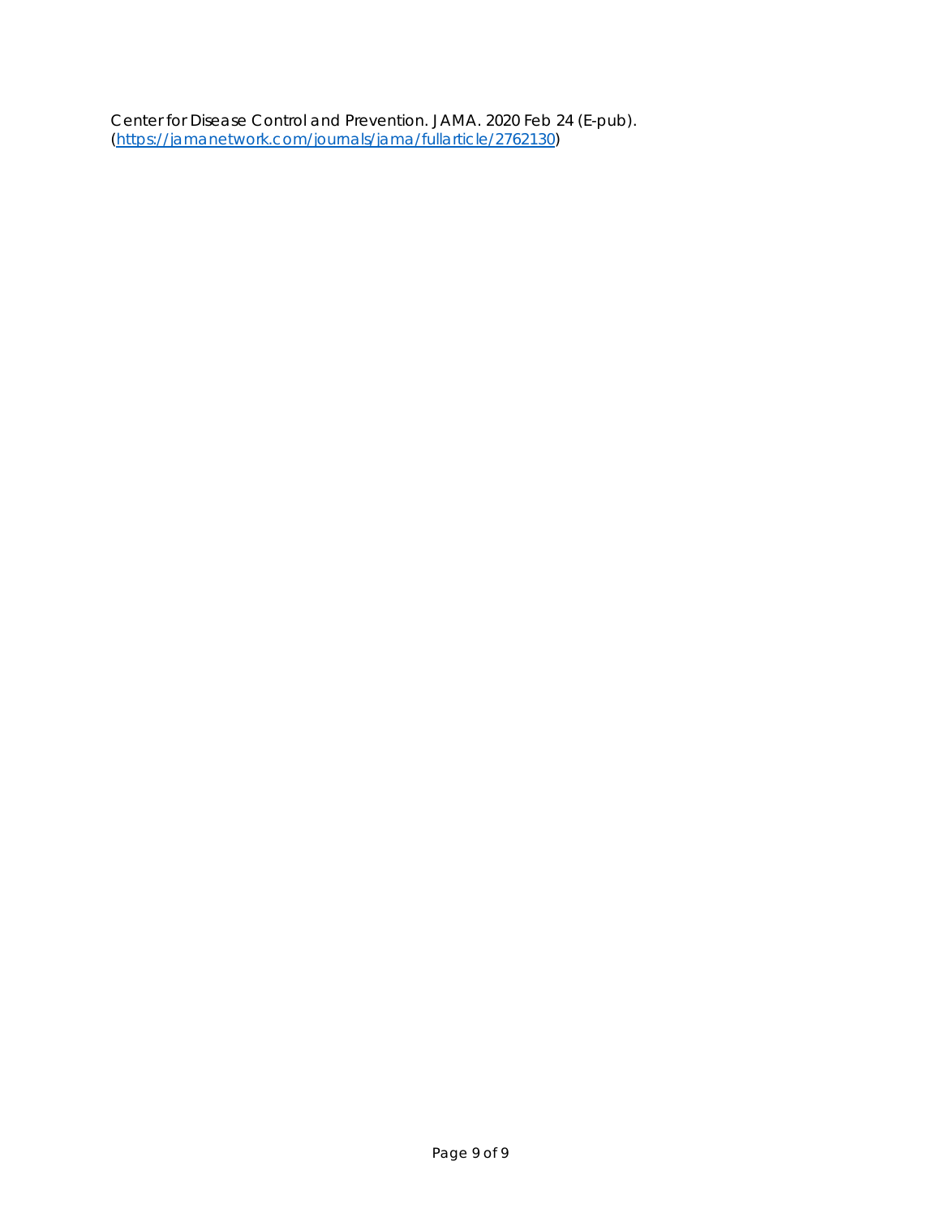Center for Disease Control and Prevention. JAMA. 2020 Feb 24 (E-pub). (https://jamanetwork.com/journals/jama/fullarticle/2762130)